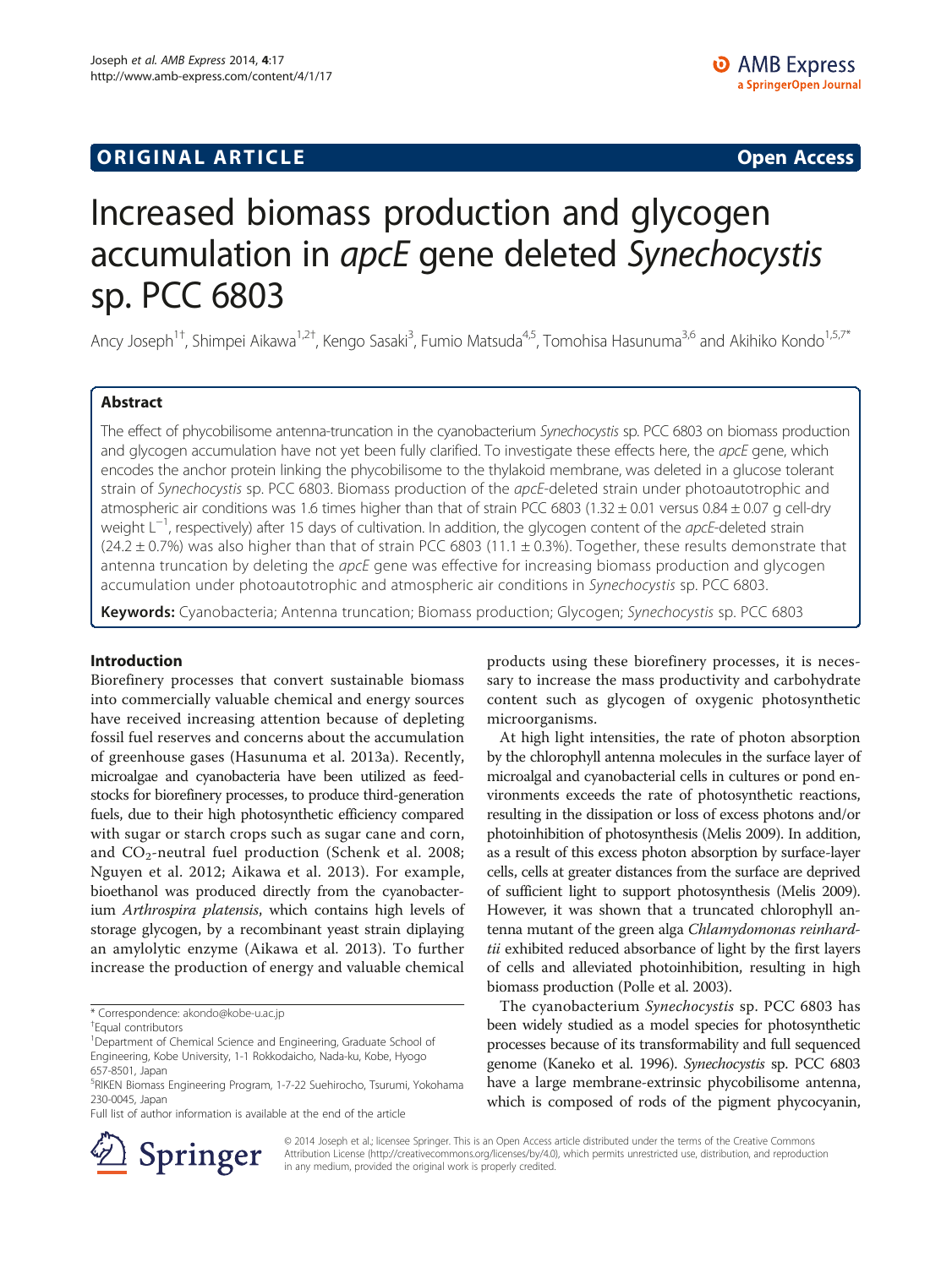ORIGINAL ARTICLE

Open Access

# Increased biomass production and glycogen accumulation in *apcE* gene deleted *Synechocystis* sp. PCC 6803

Ancy Joseph[1†], Shimpei Aikawa[1,2†], Kengo Sasaki[3], Fumio Matsuda[4,5], Tomohisa Hasunuma[3,6] and Akihiko Kondo[1,5,7*]

## Abstract

The effect of phycobilisome antenna-truncation in the cyanobacterium *Synechocystis* sp. PCC 6803 on biomass production and glycogen accumulation have not yet been fully clarified. To investigate these effects here, the *apcE* gene, which encodes the anchor protein linking the phycobilisome to the thylakoid membrane, was deleted in a glucose tolerant strain of *Synechocystis* sp. PCC 6803. Biomass production of the *apcE*-deleted strain under photoautotrophic and atmospheric air conditions was 1.6 times higher than that of strain PCC 6803 (1.32 ± 0.01 versus 0.84 ± 0.07 g cell-dry weight $L^{-1}$, respectively) after 15 days of cultivation. In addition, the glycogen content of the *apcE*-deleted strain (24.2 ± 0.7%) was also higher than that of strain PCC 6803 (11.1 ± 0.3%). Together, these results demonstrate that antenna truncation by deleting the *apcE* gene was effective for increasing biomass production and glycogen accumulation under photoautotrophic and atmospheric air conditions in *Synechocystis* sp. PCC 6803.

**Keywords:** Cyanobacteria; Antenna truncation; Biomass production; Glycogen; *Synechocystis* sp. PCC 6803

## Introduction

Biorefinery processes that convert sustainable biomass into commercially valuable chemical and energy sources have received increasing attention because of depleting fossil fuel reserves and concerns about the accumulation of greenhouse gases (Hasunuma et al. 2013a). Recently, microalgae and cyanobacteria have been utilized as feedstocks for biorefinery processes, to produce third-generation fuels, due to their high photosynthetic efficiency compared with sugar or starch crops such as sugar cane and corn, and $CO_2$-neutral fuel production (Schenk et al. 2008; Nguyen et al. 2012; Aikawa et al. 2013). For example, bioethanol was produced directly from the cyanobacterium *Arthrospira platensis*, which contains high levels of storage glycogen, by a recombinant yeast strain diplaying an amylolytic enzyme (Aikawa et al. 2013). To further increase the production of energy and valuable chemical products using these biorefinery processes, it is necessary to increase the mass productivity and carbohydrate content such as glycogen of oxygenic photosynthetic microorganisms.

At high light intensities, the rate of photon absorption by the chlorophyll antenna molecules in the surface layer of microalgal and cyanobacterial cells in cultures or pond environments exceeds the rate of photosynthetic reactions, resulting in the dissipation or loss of excess photons and/or photoinhibition of photosynthesis (Melis 2009). In addition, as a result of this excess photon absorption by surface-layer cells, cells at greater distances from the surface are deprived of sufficient light to support photosynthesis (Melis 2009). However, it was shown that a truncated chlorophyll antenna mutant of the green alga *Chlamydomonas reinhardtii* exhibited reduced absorbance of light by the first layers of cells and alleviated photoinhibition, resulting in high biomass production (Polle et al. 2003).

The cyanobacterium *Synechocystis* sp. PCC 6803 has been widely studied as a model species for photosynthetic processes because of its transformability and full sequenced genome (Kaneko et al. 1996). *Synechocystis* sp. PCC 6803 have a large membrane-extrinsic phycobilisome antenna, which is composed of rods of the pigment phycocyanin,

\* Correspondence: akondo@kobe-u.ac.jp

†Equal contributors

[1]Department of Chemical Science and Engineering, Graduate School of Engineering, Kobe University, 1-1 Rokkodaicho, Nada-ku, Kobe, Hyogo 657-8501, Japan

[5]RIKEN Biomass Engineering Program, 1-7-22 Suehirocho, Tsurumi, Yokohama 230-0045, Japan

Full list of author information is available at the end of the article

© 2014 Joseph et al.; licensee Springer. This is an Open Access article distributed under the terms of the Creative Commons Attribution License (http://creativecommons.org/licenses/by/4.0), which permits unrestricted use, distribution, and reproduction in any medium, provided the original work is properly credited.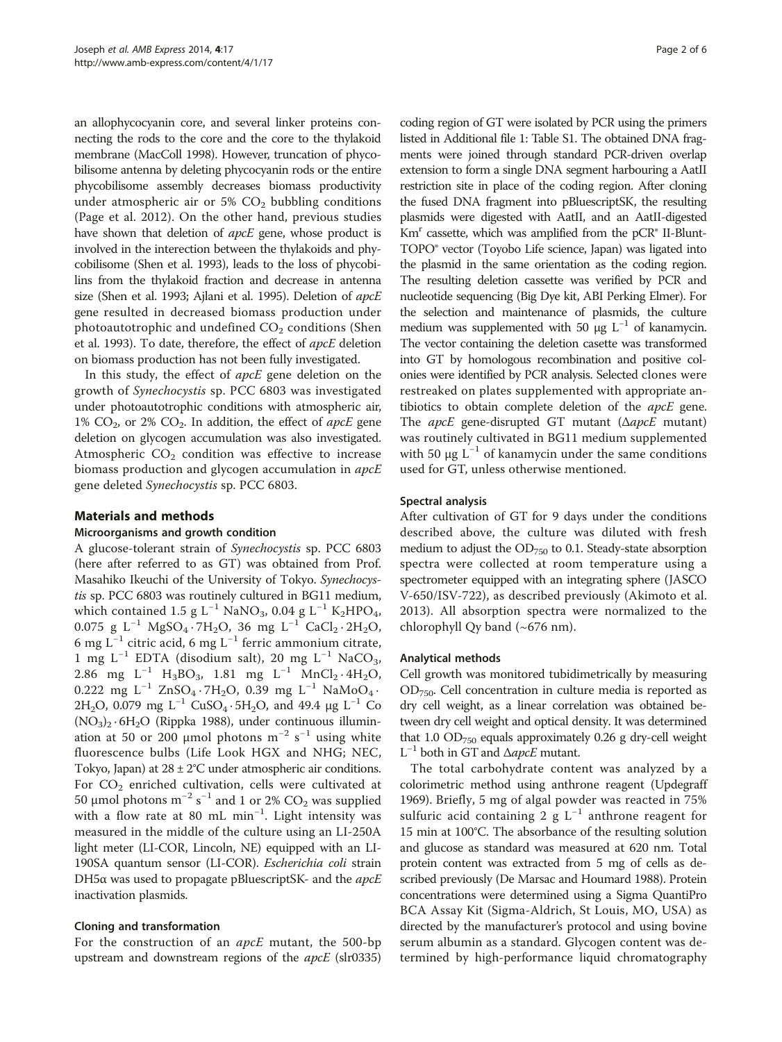an allophycocyanin core, and several linker proteins connecting the rods to the core and the core to the thylakoid membrane (MacColl 1998). However, truncation of phycobilisome antenna by deleting phycocyanin rods or the entire phycobilisome assembly decreases biomass productivity under atmospheric air or 5% $CO_2$ bubbling conditions (Page et al. 2012). On the other hand, previous studies have shown that deletion of *apcE* gene, whose product is involved in the interection between the thylakoids and phycobilisome (Shen et al. 1993), leads to the loss of phycobilins from the thylakoid fraction and decrease in antenna size (Shen et al. 1993; Ajlani et al. 1995). Deletion of *apcE* gene resulted in decreased biomass production under photoautotrophic and undefined $CO_2$ conditions (Shen et al. 1993). To date, therefore, the effect of *apcE* deletion on biomass production has not been fully investigated.

In this study, the effect of *apcE* gene deletion on the growth of *Synechocystis* sp. PCC 6803 was investigated under photoautotrophic conditions with atmospheric air, 1% $CO_2$, or 2% $CO_2$. In addition, the effect of *apcE* gene deletion on glycogen accumulation was also investigated. Atmospheric $CO_2$ condition was effective to increase biomass production and glycogen accumulation in *apcE* gene deleted *Synechocystis* sp. PCC 6803.

## Materials and methods

### Microorganisms and growth condition

A glucose-tolerant strain of *Synechocystis* sp. PCC 6803 (here after referred to as GT) was obtained from Prof. Masahiko Ikeuchi of the University of Tokyo. *Synechocystis* sp. PCC 6803 was routinely cultured in BG11 medium, which contained 1.5 g $L^{-1}$ $NaNO_3$, 0.04 g $L^{-1}$ $K_2HPO_4$, 0.075 g $L^{-1}$ $MgSO_4 \cdot 7H_2O$, 36 mg $L^{-1}$ $CaCl_2 \cdot 2H_2O$, 6 mg $L^{-1}$ citric acid, 6 mg $L^{-1}$ ferric ammonium citrate, 1 mg $L^{-1}$ EDTA (disodium salt), 20 mg $L^{-1}$ $NaCO_3$, 2.86 mg $L^{-1}$ $H_3BO_3$, 1.81 mg $L^{-1}$ $MnCl_2 \cdot 4H_2O$, 0.222 mg $L^{-1}$ $ZnSO_4 \cdot 7H_2O$, 0.39 mg $L^{-1}$ $NaMoO_4 \cdot 2H_2O$, 0.079 mg $L^{-1}$ $CuSO_4 \cdot 5H_2O$, and 49.4 μg $L^{-1}$ Co $(NO_3)_2 \cdot 6H_2O$ (Rippka 1988), under continuous illumination at 50 or 200 μmol photons $m^{-2}$ $s^{-1}$ using white fluorescence bulbs (Life Look HGX and NHG; NEC, Tokyo, Japan) at 28 ± 2°C under atmospheric air conditions. For $CO_2$ enriched cultivation, cells were cultivated at 50 μmol photons $m^{-2}$ $s^{-1}$ and 1 or 2% $CO_2$ was supplied with a flow rate at 80 mL $min^{-1}$. Light intensity was measured in the middle of the culture using an LI-250A light meter (LI-COR, Lincoln, NE) equipped with an LI-190SA quantum sensor (LI-COR). *Escherichia coli* strain DH5α was used to propagate pBluescriptSK- and the *apcE* inactivation plasmids.

### Cloning and transformation

For the construction of an *apcE* mutant, the 500-bp upstream and downstream regions of the *apcE* (slr0335) coding region of GT were isolated by PCR using the primers listed in Additional file 1: Table S1. The obtained DNA fragments were joined through standard PCR-driven overlap extension to form a single DNA segment harbouring a AatII restriction site in place of the coding region. After cloning the fused DNA fragment into pBluescriptSK, the resulting plasmids were digested with AatII, and an AatII-digested $Km^r$ cassette, which was amplified from the pCR® II-Blunt-TOPO® vector (Toyobo Life science, Japan) was ligated into the plasmid in the same orientation as the coding region. The resulting deletion cassette was verified by PCR and nucleotide sequencing (Big Dye kit, ABI Perking Elmer). For the selection and maintenance of plasmids, the culture medium was supplemented with 50 μg $L^{-1}$ of kanamycin. The vector containing the deletion casette was transformed into GT by homologous recombination and positive colonies were identified by PCR analysis. Selected clones were restreaked on plates supplemented with appropriate antibiotics to obtain complete deletion of the *apcE* gene. The *apcE* gene-disrupted GT mutant (Δ*apcE* mutant) was routinely cultivated in BG11 medium supplemented with 50 μg $L^{-1}$ of kanamycin under the same conditions used for GT, unless otherwise mentioned.

### Spectral analysis

After cultivation of GT for 9 days under the conditions described above, the culture was diluted with fresh medium to adjust the $OD_{750}$ to 0.1. Steady-state absorption spectra were collected at room temperature using a spectrometer equipped with an integrating sphere (JASCO V-650/ISV-722), as described previously (Akimoto et al. 2013). All absorption spectra were normalized to the chlorophyll Qy band (~676 nm).

### Analytical methods

Cell growth was monitored tubidimetrically by measuring $OD_{750}$. Cell concentration in culture media is reported as dry cell weight, as a linear correlation was obtained between dry cell weight and optical density. It was determined that 1.0 $OD_{750}$ equals approximately 0.26 g dry-cell weight $L^{-1}$ both in GT and Δ*apcE* mutant.

The total carbohydrate content was analyzed by a colorimetric method using anthrone reagent (Updegraff 1969). Briefly, 5 mg of algal powder was reacted in 75% sulfuric acid containing 2 g $L^{-1}$ anthrone reagent for 15 min at 100°C. The absorbance of the resulting solution and glucose as standard was measured at 620 nm. Total protein content was extracted from 5 mg of cells as described previously (De Marsac and Houmard 1988). Protein concentrations were determined using a Sigma QuantiPro BCA Assay Kit (Sigma-Aldrich, St Louis, MO, USA) as directed by the manufacturer's protocol and using bovine serum albumin as a standard. Glycogen content was determined by high-performance liquid chromatography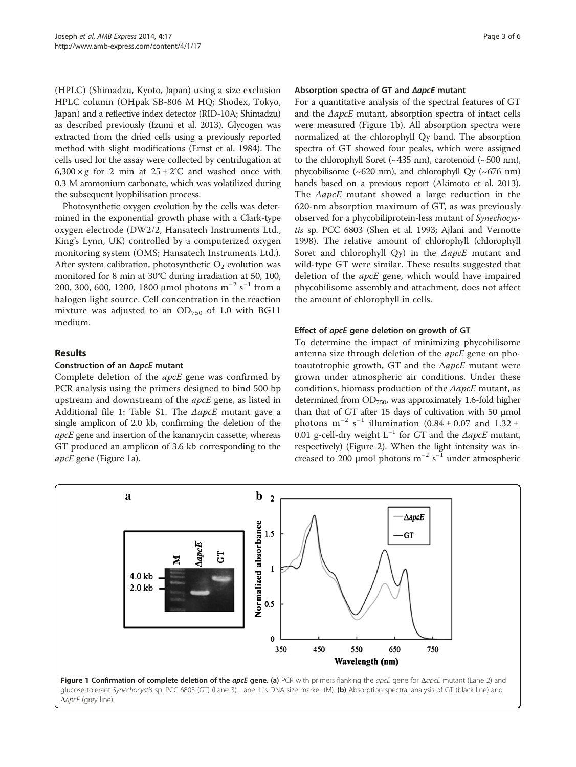(HPLC) (Shimadzu, Kyoto, Japan) using a size exclusion HPLC column (OHpak SB-806 M HQ; Shodex, Tokyo, Japan) and a reflective index detector (RID-10A; Shimadzu) as described previously (Izumi et al. 2013). Glycogen was extracted from the dried cells using a previously reported method with slight modifications (Ernst et al. 1984). The cells used for the assay were collected by centrifugation at $6,300 \times g$ for 2 min at $25 \pm 2°C$ and washed once with 0.3 M ammonium carbonate, which was volatilized during the subsequent lyophilisation process.

Photosynthetic oxygen evolution by the cells was determined in the exponential growth phase with a Clark-type oxygen electrode (DW2/2, Hansatech Instruments Ltd., King's Lynn, UK) controlled by a computerized oxygen monitoring system (OMS; Hansatech Instruments Ltd.). After system calibration, photosynthetic $O_2$ evolution was monitored for 8 min at 30°C during irradiation at 50, 100, 200, 300, 600, 1200, 1800 μmol photons $m^{-2}$ $s^{-1}$ from a halogen light source. Cell concentration in the reaction mixture was adjusted to an $OD_{750}$ of 1.0 with BG11 medium.

## Results

### Construction of an Δ*apcE* mutant

Complete deletion of the *apcE* gene was confirmed by PCR analysis using the primers designed to bind 500 bp upstream and downstream of the *apcE* gene, as listed in Additional file 1: Table S1. The Δ*apcE* mutant gave a single amplicon of 2.0 kb, confirming the deletion of the *apcE* gene and insertion of the kanamycin cassette, whereas GT produced an amplicon of 3.6 kb corresponding to the *apcE* gene (Figure 1a).

### Absorption spectra of GT and Δ*apcE* mutant

For a quantitative analysis of the spectral features of GT and the Δ*apcE* mutant, absorption spectra of intact cells were measured (Figure 1b). All absorption spectra were normalized at the chlorophyll Qy band. The absorption spectra of GT showed four peaks, which were assigned to the chlorophyll Soret (~435 nm), carotenoid (~500 nm), phycobilisome (~620 nm), and chlorophyll Qy (~676 nm) bands based on a previous report (Akimoto et al. 2013). The Δ*apcE* mutant showed a large reduction in the 620-nm absorption maximum of GT, as was previously observed for a phycobiliprotein-less mutant of *Synechocystis* sp. PCC 6803 (Shen et al. 1993; Ajlani and Vernotte 1998). The relative amount of chlorophyll (chlorophyll Soret and chlorophyll Qy) in the Δ*apcE* mutant and wild-type GT were similar. These results suggested that deletion of the *apcE* gene, which would have impaired phycobilisome assembly and attachment, does not affect the amount of chlorophyll in cells.

### Effect of *apcE* gene deletion on growth of GT

To determine the impact of minimizing phycobilisome antenna size through deletion of the *apcE* gene on photoautotrophic growth, GT and the Δ*apcE* mutant were grown under atmospheric air conditions. Under these conditions, biomass production of the Δ*apcE* mutant, as determined from $OD_{750}$, was approximately 1.6-fold higher than that of GT after 15 days of cultivation with 50 μmol photons $m^{-2}$ $s^{-1}$ illumination ($0.84 \pm 0.07$ and $1.32 \pm 0.01$ g-cell-dry weight $L^{-1}$ for GT and the Δ*apcE* mutant, respectively) (Figure 2). When the light intensity was increased to 200 μmol photons $m^{-2}$ $s^{-1}$ under atmospheric

**Figure 1 Confirmation of complete deletion of the *apcE* gene.** **(a)** PCR with primers flanking the *apcE* gene for Δ*apcE* mutant (Lane 2) and glucose-tolerant *Synechocystis* sp. PCC 6803 (GT) (Lane 3). Lane 1 is DNA size marker (M). **(b)** Absorption spectral analysis of GT (black line) and Δ*apcE* (grey line).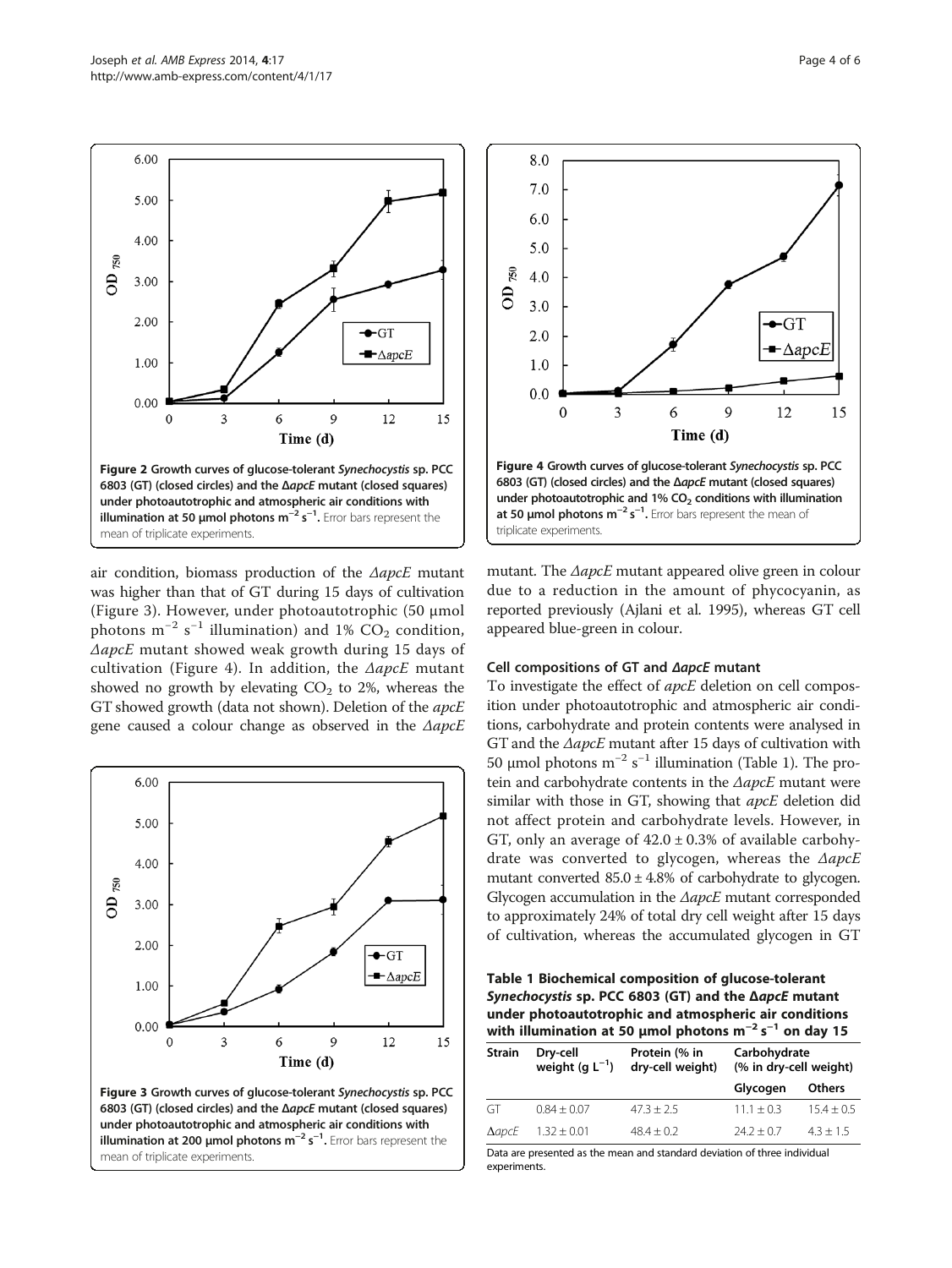Figure 2 Growth curves of glucose-tolerant *Synechocystis* sp. PCC 6803 (GT) (closed circles) and the Δ*apcE* mutant (closed squares) under photoautotrophic and atmospheric air conditions with illumination at 50 μmol photons $m^{-2}$ $s^{-1}$. Error bars represent the mean of triplicate experiments.

Figure 4 Growth curves of glucose-tolerant *Synechocystis* sp. PCC 6803 (GT) (closed circles) and the Δ*apcE* mutant (closed squares) under photoautotrophic and 1% $CO_2$ conditions with illumination at 50 μmol photons $m^{-2}$ $s^{-1}$. Error bars represent the mean of triplicate experiments.

air condition, biomass production of the Δ*apcE* mutant was higher than that of GT during 15 days of cultivation (Figure 3). However, under photoautotrophic (50 μmol photons $m^{-2}$ $s^{-1}$ illumination) and 1% $CO_2$ condition, Δ*apcE* mutant showed weak growth during 15 days of cultivation (Figure 4). In addition, the Δ*apcE* mutant showed no growth by elevating $CO_2$ to 2%, whereas the GT showed growth (data not shown). Deletion of the *apcE* gene caused a colour change as observed in the Δ*apcE* mutant. The Δ*apcE* mutant appeared olive green in colour due to a reduction in the amount of phycocyanin, as reported previously (Ajlani et al. 1995), whereas GT cell appeared blue-green in colour.

Figure 3 Growth curves of glucose-tolerant *Synechocystis* sp. PCC 6803 (GT) (closed circles) and the Δ*apcE* mutant (closed squares) under photoautotrophic and atmospheric air conditions with illumination at 200 μmol photons $m^{-2}$ $s^{-1}$. Error bars represent the mean of triplicate experiments.

### Cell compositions of GT and Δ*apcE* mutant

To investigate the effect of *apcE* deletion on cell composition under photoautotrophic and atmospheric air conditions, carbohydrate and protein contents were analysed in GT and the Δ*apcE* mutant after 15 days of cultivation with 50 μmol photons $m^{-2}$ $s^{-1}$ illumination (Table 1). The protein and carbohydrate contents in the Δ*apcE* mutant were similar with those in GT, showing that *apcE* deletion did not affect protein and carbohydrate levels. However, in GT, only an average of 42.0 ± 0.3% of available carbohydrate was converted to glycogen, whereas the Δ*apcE* mutant converted 85.0 ± 4.8% of carbohydrate to glycogen. Glycogen accumulation in the Δ*apcE* mutant corresponded to approximately 24% of total dry cell weight after 15 days of cultivation, whereas the accumulated glycogen in GT

**Table 1 Biochemical composition of glucose-tolerant *Synechocystis* sp. PCC 6803 (GT) and the Δ*apcE* mutant under photoautotrophic and atmospheric air conditions with illumination at 50 μmol photons $m^{-2}$ $s^{-1}$ on day 15**

| Strain | Dry-cell weight (g $L^{-1}$) | Protein (% in dry-cell weight) | Carbohydrate (% in dry-cell weight) | |
|---|---|---|---|---|
| | | | Glycogen | Others |
| GT | 0.84 ± 0.07 | 47.3 ± 2.5 | 11.1 ± 0.3 | 15.4 ± 0.5 |
| Δ*apcE* | 1.32 ± 0.01 | 48.4 ± 0.2 | 24.2 ± 0.7 | 4.3 ± 1.5 |

Data are presented as the mean and standard deviation of three individual experiments.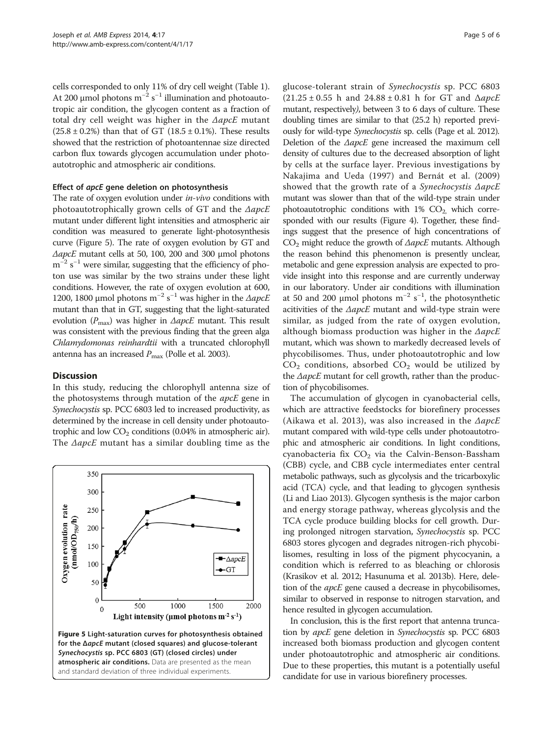cells corresponded to only 11% of dry cell weight (Table 1). At 200 μmol photons $m^{-2}$ $s^{-1}$ illumination and photoautotropic air condition, the glycogen content as a fraction of total dry cell weight was higher in the *ΔapcE* mutant (25.8 ± 0.2%) than that of GT (18.5 ± 0.1%). These results showed that the restriction of photoantennae size directed carbon flux towards glycogen accumulation under photoautotrophic and atmospheric air conditions.

#### Effect of *apcE* gene deletion on photosynthesis

The rate of oxygen evolution under *in-vivo* conditions with photoautotrophically grown cells of GT and the *ΔapcE* mutant under different light intensities and atmospheric air condition was measured to generate light-photosynthesis curve (Figure 5). The rate of oxygen evolution by GT and *ΔapcE* mutant cells at 50, 100, 200 and 300 μmol photons $m^{-2}$ $s^{-1}$ were similar, suggesting that the efficiency of photon use was similar by the two strains under these light conditions. However, the rate of oxygen evolution at 600, 1200, 1800 μmol photons $m^{-2}$ $s^{-1}$ was higher in the *ΔapcE* mutant than that in GT, suggesting that the light-saturated evolution ($P_{max}$) was higher in *ΔapcE* mutant. This result was consistent with the previous finding that the green alga *Chlamydomonas reinhardtii* with a truncated chlorophyll antenna has an increased $P_{max}$ (Polle et al. 2003).

## Discussion

In this study, reducing the chlorophyll antenna size of the photosystems through mutation of the *apcE* gene in *Synechocystis* sp. PCC 6803 led to increased productivity, as determined by the increase in cell density under photoautotrophic and low $CO_2$ conditions (0.04% in atmospheric air). The *ΔapcE* mutant has a similar doubling time as the glucose-tolerant strain of *Synechocystis* sp. PCC 6803 (21.25 ± 0.55 h and 24.88 ± 0.81 h for GT and *ΔapcE* mutant, respectively), between 3 to 6 days of culture. These doubling times are similar to that (25.2 h) reported previously for wild-type *Synechocystis* sp. cells (Page et al. 2012). Deletion of the *ΔapcE* gene increased the maximum cell density of cultures due to the decreased absorption of light by cells at the surface layer. Previous investigations by Nakajima and Ueda (1997) and Bernát et al. (2009) showed that the growth rate of a *Synechocystis ΔapcE* mutant was slower than that of the wild-type strain under photoautotrophic conditions with 1% $CO_2$, which corresponded with our results (Figure 4). Together, these findings suggest that the presence of high concentrations of $CO_2$ might reduce the growth of *ΔapcE* mutants. Although the reason behind this phenomenon is presently unclear, metabolic and gene expression analysis are expected to provide insight into this response and are currently underway in our laboratory. Under air conditions with illumination at 50 and 200 μmol photons $m^{-2}$ $s^{-1}$, the photosynthetic acitivities of the *ΔapcE* mutant and wild-type strain were similar, as judged from the rate of oxygen evolution, although biomass production was higher in the *ΔapcE* mutant, which was shown to markedly decreased levels of phycobilisomes. Thus, under photoautotrophic and low $CO_2$ conditions, absorbed $CO_2$ would be utilized by the *ΔapcE* mutant for cell growth, rather than the production of phycobilisomes.

The accumulation of glycogen in cyanobacterial cells, which are attractive feedstocks for biorefinery processes (Aikawa et al. 2013), was also increased in the *ΔapcE* mutant compared with wild-type cells under photoautotrophic and atmospheric air conditions. In light conditions, cyanobacteria fix $CO_2$ via the Calvin-Benson-Bassham (CBB) cycle, and CBB cycle intermediates enter central metabolic pathways, such as glycolysis and the tricarboxylic acid (TCA) cycle, and that leading to glycogen synthesis (Li and Liao 2013). Glycogen synthesis is the major carbon and energy storage pathway, whereas glycolysis and the TCA cycle produce building blocks for cell growth. During prolonged nitrogen starvation, *Synechocystis* sp. PCC 6803 stores glycogen and degrades nitrogen-rich phycobilisomes, resulting in loss of the pigment phycocyanin, a condition which is referred to as bleaching or chlorosis (Krasikov et al. 2012; Hasunuma et al. 2013b). Here, deletion of the *apcE* gene caused a decrease in phycobilisomes, similar to observed in response to nitrogen starvation, and hence resulted in glycogen accumulation.

In conclusion, this is the first report that antenna truncation by *apcE* gene deletion in *Synechocystis* sp. PCC 6803 increased both biomass production and glycogen content under photoautotrophic and atmospheric air conditions. Due to these properties, this mutant is a potentially useful candidate for use in various biorefinery processes.

**Figure 5 Light-saturation curves for photosynthesis obtained for the ΔapcE mutant (closed squares) and glucose-tolerant *Synechocystis* sp. PCC 6803 (GT) (closed circles) under atmospheric air conditions.** Data are presented as the mean and standard deviation of three individual experiments.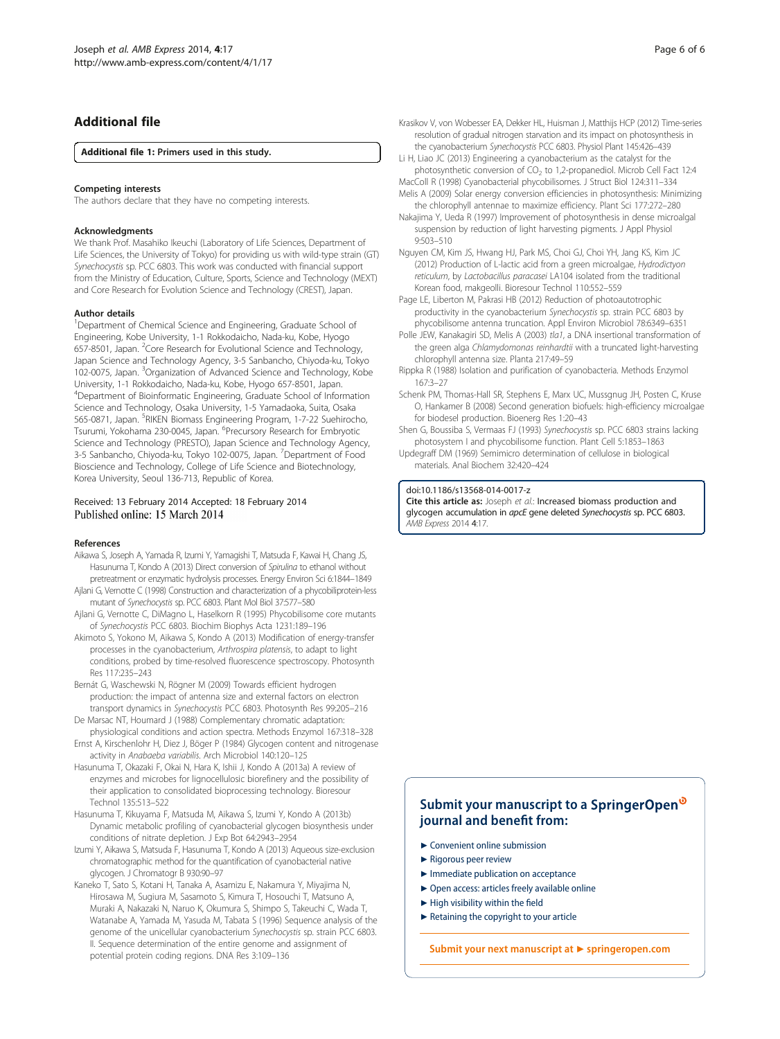## Additional file

**Additional file 1: Primers used in this study.**

#### Competing interests

The authors declare that they have no competing interests.

#### Acknowledgments

We thank Prof. Masahiko Ikeuchi (Laboratory of Life Sciences, Department of Life Sciences, the University of Tokyo) for providing us with wild-type strain (GT) *Synechocystis* sp. PCC 6803. This work was conducted with financial support from the Ministry of Education, Culture, Sports, Science and Technology (MEXT) and Core Research for Evolution Science and Technology (CREST), Japan.

#### Author details

[1]Department of Chemical Science and Engineering, Graduate School of Engineering, Kobe University, 1-1 Rokkodaicho, Nada-ku, Kobe, Hyogo 657-8501, Japan. [2]Core Research for Evolutional Science and Technology, Japan Science and Technology Agency, 3-5 Sanbancho, Chiyoda-ku, Tokyo 102-0075, Japan. [3]Organization of Advanced Science and Technology, Kobe University, 1-1 Rokkodaicho, Nada-ku, Kobe, Hyogo 657-8501, Japan. [4]Department of Bioinformatic Engineering, Graduate School of Information Science and Technology, Osaka University, 1-5 Yamadaoka, Suita, Osaka 565-0871, Japan. [5]RIKEN Biomass Engineering Program, 1-7-22 Suehirocho, Tsurumi, Yokohama 230-0045, Japan. [6]Precursory Research for Embryotic Science and Technology (PRESTO), Japan Science and Technology Agency, 3-5 Sanbancho, Chiyoda-ku, Tokyo 102-0075, Japan. [7]Department of Food Bioscience and Technology, College of Life Science and Biotechnology, Korea University, Seoul 136-713, Republic of Korea.

Received: 13 February 2014 Accepted: 18 February 2014
Published online: 15 March 2014

#### References

Aikawa S, Joseph A, Yamada R, Izumi Y, Yamagishi T, Matsuda F, Kawai H, Chang JS, Hasunuma T, Kondo A (2013) Direct conversion of *Spirulina* to ethanol without pretreatment or enzymatic hydrolysis processes. Energy Environ Sci 6:1844–1849

Ajlani G, Vernotte C (1998) Construction and characterization of a phycobiliprotein-less mutant of *Synechocystis* sp. PCC 6803. Plant Mol Biol 37:577–580

Ajlani G, Vernotte C, DiMagno L, Haselkorn R (1995) Phycobilisome core mutants of *Synechocystis* PCC 6803. Biochim Biophys Acta 1231:189–196

Akimoto S, Yokono M, Aikawa S, Kondo A (2013) Modification of energy-transfer processes in the cyanobacterium, *Arthrospira platensis*, to adapt to light conditions, probed by time-resolved fluorescence spectroscopy. Photosynth Res 117:235–243

Bernát G, Waschewski N, Rögner M (2009) Towards efficient hydrogen production: the impact of antenna size and external factors on electron transport dynamics in *Synechocystis* PCC 6803. Photosynth Res 99:205–216

De Marsac NT, Houmard J (1988) Complementary chromatic adaptation: physiological conditions and action spectra. Methods Enzymol 167:318–328

Ernst A, Kirschenlohr H, Diez J, Böger P (1984) Glycogen content and nitrogenase activity in *Anabaena variabilis*. Arch Microbiol 140:120–125

Hasunuma T, Okazaki F, Okai N, Hara K, Ishii J, Kondo A (2013a) A review of enzymes and microbes for lignocellulosic biorefinery and the possibility of their application to consolidated bioprocessing technology. Bioresour Technol 135:513–522

Hasunuma T, Kikuyama F, Matsuda M, Aikawa S, Izumi Y, Kondo A (2013b) Dynamic metabolic profiling of cyanobacterial glycogen biosynthesis under conditions of nitrate depletion. J Exp Bot 64:2943–2954

Izumi Y, Aikawa S, Matsuda F, Hasunuma T, Kondo A (2013) Aqueous size-exclusion chromatographic method for the quantification of cyanobacterial native glycogen. J Chromatogr B 930:90–97

Kaneko T, Sato S, Kotani H, Tanaka A, Asamizu E, Nakamura Y, Miyajima N, Hirosawa M, Sugiura M, Sasamoto S, Kimura T, Hosouchi T, Matsuno A, Muraki A, Nakazaki N, Naruo K, Okumura S, Shimpo S, Takeuchi C, Wada T, Watanabe A, Yamada M, Yasuda M, Tabata S (1996) Sequence analysis of the genome of the unicellular cyanobacterium *Synechocystis* sp. strain PCC 6803. II. Sequence determination of the entire genome and assignment of potential protein coding regions. DNA Res 3:109–136

Krasikov V, von Wobesser EA, Dekker HL, Huisman J, Matthijs HCP (2012) Time-series resolution of gradual nitrogen starvation and its impact on photosynthesis in the cyanobacterium *Synechocystis* PCC 6803. Physiol Plant 145:426–439

Li H, Liao JC (2013) Engineering a cyanobacterium as the catalyst for the photosynthetic conversion of $CO_2$ to 1,2-propanediol. Microb Cell Fact 12:4

MacColl R (1998) Cyanobacterial phycobilisomes. J Struct Biol 124:311–334

Melis A (2009) Solar energy conversion efficiencies in photosynthesis: Minimizing the chlorophyll antennae to maximize efficiency. Plant Sci 177:272–280

Nakajima Y, Ueda R (1997) Improvement of photosynthesis in dense microalgal suspension by reduction of light harvesting pigments. J Appl Physiol 9:503–510

Nguyen CM, Kim JS, Hwang HJ, Park MS, Choi GJ, Choi YH, Jang KS, Kim JC (2012) Production of L-lactic acid from a green microalgae, *Hydrodictyon reticulum*, by *Lactobacillus paracasei* LA104 isolated from the traditional Korean food, makgeolli. Bioresour Technol 110:552–559

Page LE, Liberton M, Pakrasi HB (2012) Reduction of photoautotrophic productivity in the cyanobacterium *Synechocystis* sp. strain PCC 6803 by phycobilisome antenna truncation. Appl Environ Microbiol 78:6349–6351

Polle JEW, Kanakagiri SD, Melis A (2003) *tla1*, a DNA insertional transformation of the green alga *Chlamydomonas reinhardtii* with a truncated light-harvesting chlorophyll antenna size. Planta 217:49–59

Rippka R (1988) Isolation and purification of cyanobacteria. Methods Enzymol 167:3–27

Schenk PM, Thomas-Hall SR, Stephens E, Marx UC, Mussgnug JH, Posten C, Kruse O, Hankamer B (2008) Second generation biofuels: high-efficiency microalgae for biodesel production. Bioenerg Res 1:20–43

Shen G, Boussiba S, Vermaas FJ (1993) *Synechocystis* sp. PCC 6803 strains lacking photosystem I and phycobilisome function. Plant Cell 5:1853–1863

Updegraff DM (1969) Semimicro determination of cellulose in biological materials. Anal Biochem 32:420–424

doi:10.1186/s13568-014-0017-z
**Cite this article as:** Joseph *et al.*: Increased biomass production and glycogen accumulation in *apcE* gene deleted *Synechocystis* sp. PCC 6803. *AMB Express* 2014 **4**:17.